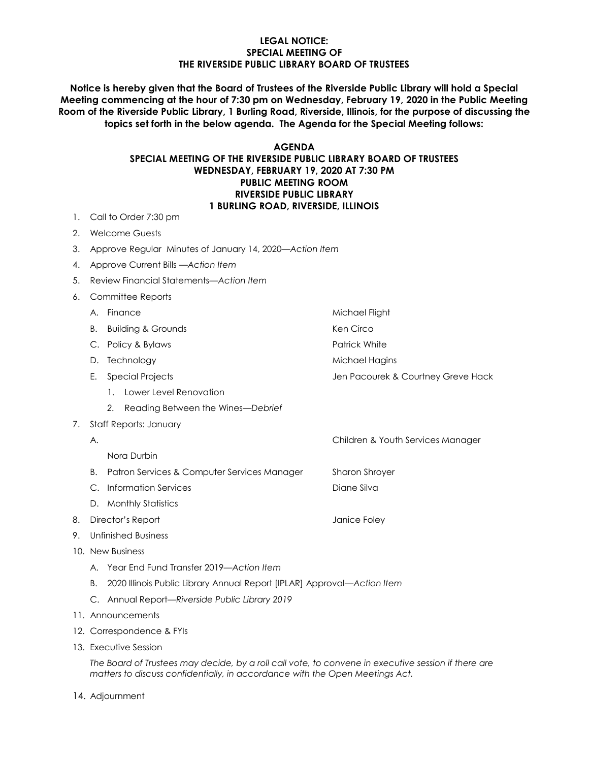**LEGAL NOTICE:**
**SPECIAL MEETING OF**
**THE RIVERSIDE PUBLIC LIBRARY BOARD OF TRUSTEES**

**Notice is hereby given that the Board of Trustees of the Riverside Public Library will hold a Special Meeting commencing at the hour of 7:30 pm on Wednesday, February 19, 2020 in the Public Meeting Room of the Riverside Public Library, 1 Burling Road, Riverside, Illinois, for the purpose of discussing the topics set forth in the below agenda. The Agenda for the Special Meeting follows:**

**AGENDA**
**SPECIAL MEETING OF THE RIVERSIDE PUBLIC LIBRARY BOARD OF TRUSTEES**
**WEDNESDAY, FEBRUARY 19, 2020 AT 7:30 PM**
**PUBLIC MEETING ROOM**
**RIVERSIDE PUBLIC LIBRARY**
**1 BURLING ROAD, RIVERSIDE, ILLINOIS**

1. Call to Order 7:30 pm
2. Welcome Guests
3. Approve Regular Minutes of January 14, 2020—*Action Item*
4. Approve Current Bills —*Action Item*
5. Review Financial Statements—*Action Item*
6. Committee Reports
   - A. Finance — Michael Flight
   - B. Building & Grounds — Ken Circo
   - C. Policy & Bylaws — Patrick White
   - D. Technology — Michael Hagins
   - E. Special Projects — Jen Pacourek & Courtney Greve Hack
     1. Lower Level Renovation
     2. Reading Between the Wines—*Debrief*
7. Staff Reports: January
   - A. Children & Youth Services Manager — Nora Durbin
   - B. Patron Services & Computer Services Manager — Sharon Shroyer
   - C. Information Services — Diane Silva
   - D. Monthly Statistics
8. Director's Report — Janice Foley
9. Unfinished Business
10. New Business
    - A. Year End Fund Transfer 2019—*Action Item*
    - B. 2020 Illinois Public Library Annual Report [IPLAR] Approval—*Action Item*
    - C. Annual Report—*Riverside Public Library 2019*
11. Announcements
12. Correspondence & FYIs
13. Executive Session

    *The Board of Trustees may decide, by a roll call vote, to convene in executive session if there are matters to discuss confidentially, in accordance with the Open Meetings Act.*
14. Adjournment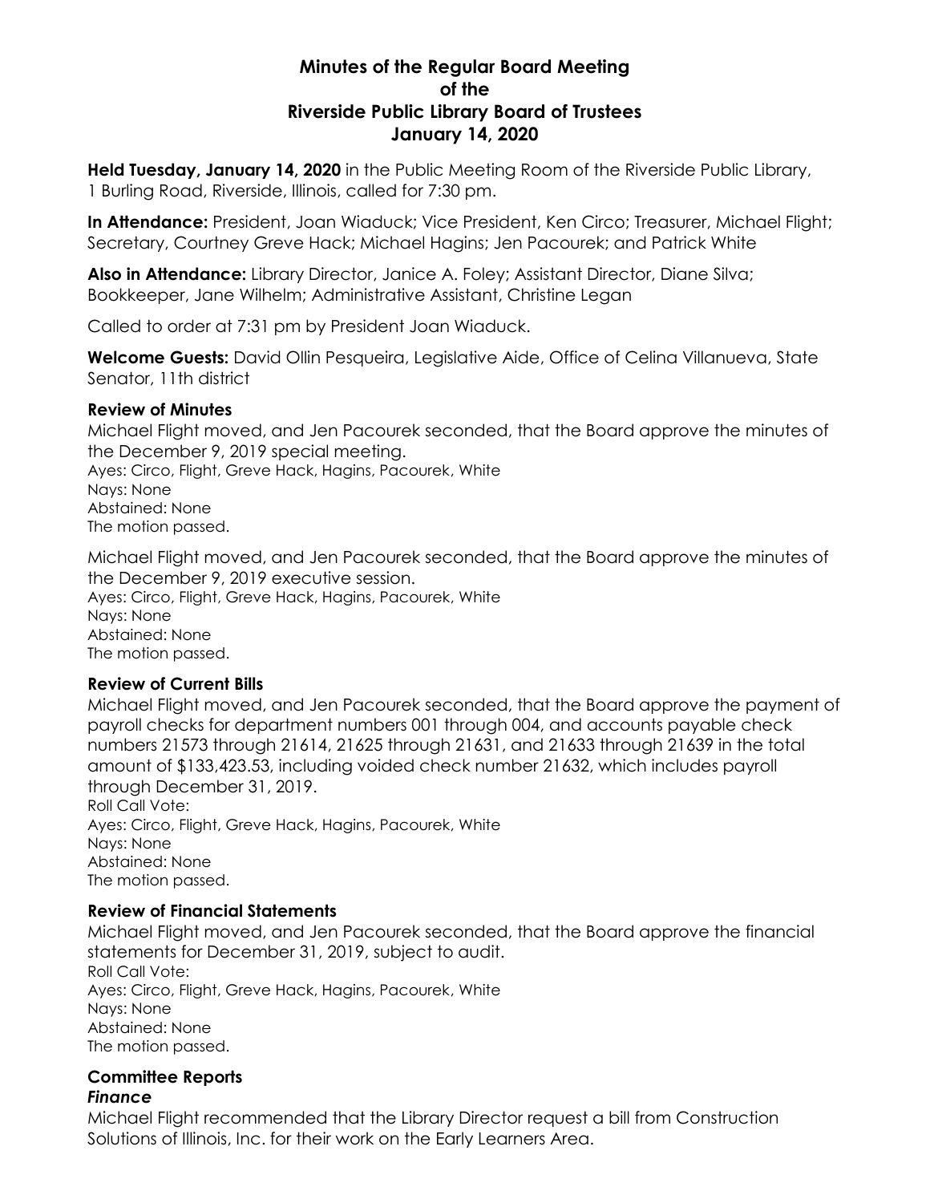# Minutes of the Regular Board Meeting of the Riverside Public Library Board of Trustees January 14, 2020

**Held Tuesday, January 14, 2020** in the Public Meeting Room of the Riverside Public Library, 1 Burling Road, Riverside, Illinois, called for 7:30 pm.

**In Attendance:** President, Joan Wiaduck; Vice President, Ken Circo; Treasurer, Michael Flight; Secretary, Courtney Greve Hack; Michael Hagins; Jen Pacourek; and Patrick White

**Also in Attendance:** Library Director, Janice A. Foley; Assistant Director, Diane Silva; Bookkeeper, Jane Wilhelm; Administrative Assistant, Christine Legan

Called to order at 7:31 pm by President Joan Wiaduck.

**Welcome Guests:** David Ollin Pesqueira, Legislative Aide, Office of Celina Villanueva, State Senator, 11th district

### Review of Minutes

Michael Flight moved, and Jen Pacourek seconded, that the Board approve the minutes of the December 9, 2019 special meeting.
Ayes: Circo, Flight, Greve Hack, Hagins, Pacourek, White
Nays: None
Abstained: None
The motion passed.

Michael Flight moved, and Jen Pacourek seconded, that the Board approve the minutes of the December 9, 2019 executive session.
Ayes: Circo, Flight, Greve Hack, Hagins, Pacourek, White
Nays: None
Abstained: None
The motion passed.

### Review of Current Bills

Michael Flight moved, and Jen Pacourek seconded, that the Board approve the payment of payroll checks for department numbers 001 through 004, and accounts payable check numbers 21573 through 21614, 21625 through 21631, and 21633 through 21639 in the total amount of $133,423.53, including voided check number 21632, which includes payroll through December 31, 2019.
Roll Call Vote:
Ayes: Circo, Flight, Greve Hack, Hagins, Pacourek, White
Nays: None
Abstained: None
The motion passed.

### Review of Financial Statements

Michael Flight moved, and Jen Pacourek seconded, that the Board approve the financial statements for December 31, 2019, subject to audit.
Roll Call Vote:
Ayes: Circo, Flight, Greve Hack, Hagins, Pacourek, White
Nays: None
Abstained: None
The motion passed.

### Committee Reports

#### *Finance*

Michael Flight recommended that the Library Director request a bill from Construction Solutions of Illinois, Inc. for their work on the Early Learners Area.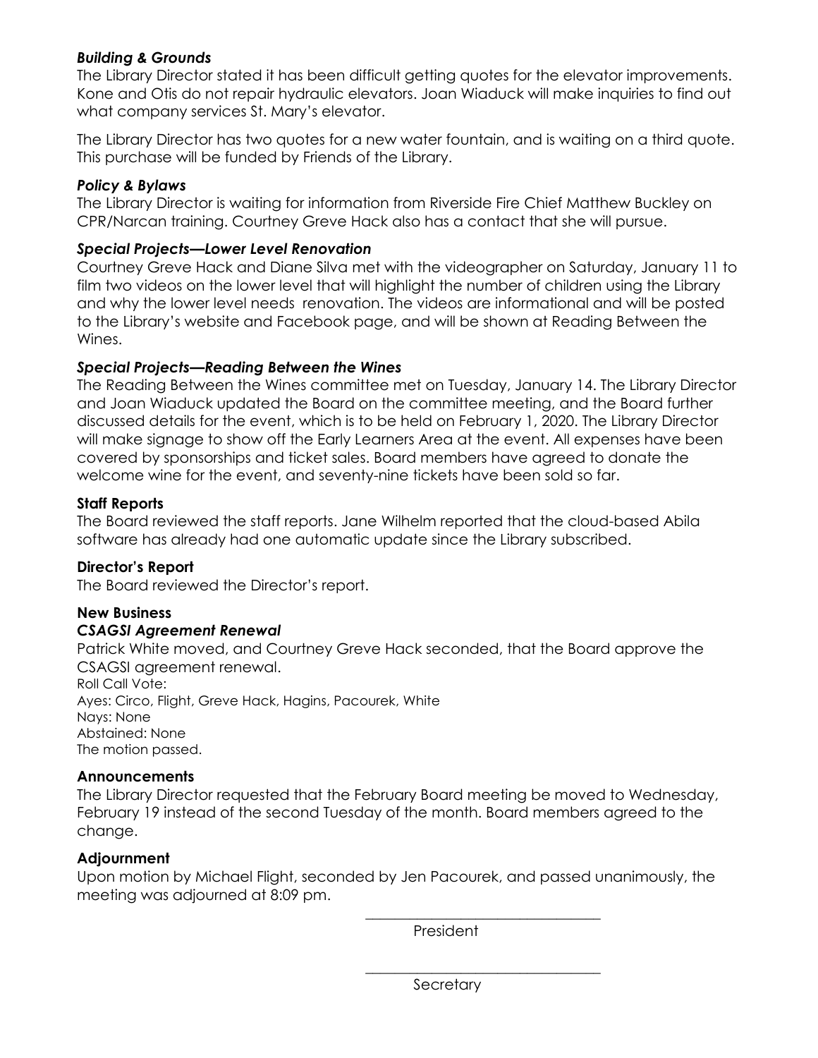***Building & Grounds***

The Library Director stated it has been difficult getting quotes for the elevator improvements. Kone and Otis do not repair hydraulic elevators. Joan Wiaduck will make inquiries to find out what company services St. Mary's elevator.

The Library Director has two quotes for a new water fountain, and is waiting on a third quote. This purchase will be funded by Friends of the Library.

***Policy & Bylaws***

The Library Director is waiting for information from Riverside Fire Chief Matthew Buckley on CPR/Narcan training. Courtney Greve Hack also has a contact that she will pursue.

***Special Projects—Lower Level Renovation***

Courtney Greve Hack and Diane Silva met with the videographer on Saturday, January 11 to film two videos on the lower level that will highlight the number of children using the Library and why the lower level needs renovation. The videos are informational and will be posted to the Library's website and Facebook page, and will be shown at Reading Between the Wines.

***Special Projects—Reading Between the Wines***

The Reading Between the Wines committee met on Tuesday, January 14. The Library Director and Joan Wiaduck updated the Board on the committee meeting, and the Board further discussed details for the event, which is to be held on February 1, 2020. The Library Director will make signage to show off the Early Learners Area at the event. All expenses have been covered by sponsorships and ticket sales. Board members have agreed to donate the welcome wine for the event, and seventy-nine tickets have been sold so far.

**Staff Reports**

The Board reviewed the staff reports. Jane Wilhelm reported that the cloud-based Abila software has already had one automatic update since the Library subscribed.

**Director's Report**

The Board reviewed the Director's report.

**New Business**

***CSAGSI Agreement Renewal***

Patrick White moved, and Courtney Greve Hack seconded, that the Board approve the CSAGSI agreement renewal.

Roll Call Vote:
Ayes: Circo, Flight, Greve Hack, Hagins, Pacourek, White
Nays: None
Abstained: None
The motion passed.

**Announcements**

The Library Director requested that the February Board meeting be moved to Wednesday, February 19 instead of the second Tuesday of the month. Board members agreed to the change.

**Adjournment**

Upon motion by Michael Flight, seconded by Jen Pacourek, and passed unanimously, the meeting was adjourned at 8:09 pm.

\_\_\_\_\_\_\_\_\_\_\_\_\_\_\_\_\_\_\_\_\_\_\_\_\_\_\_\_\_\_\_\_
President

\_\_\_\_\_\_\_\_\_\_\_\_\_\_\_\_\_\_\_\_\_\_\_\_\_\_\_\_\_\_\_\_
Secretary